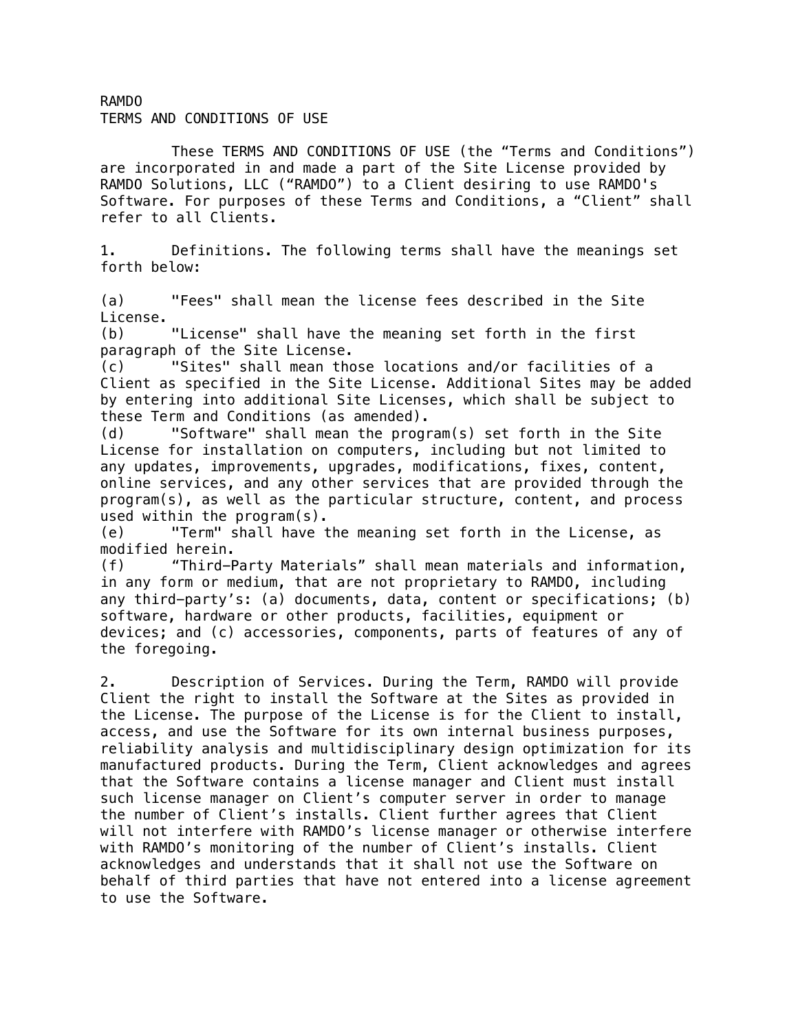RAMDO
TERMS AND CONDITIONS OF USE

These TERMS AND CONDITIONS OF USE (the "Terms and Conditions") are incorporated in and made a part of the Site License provided by RAMDO Solutions, LLC ("RAMDO") to a Client desiring to use RAMDO's Software. For purposes of these Terms and Conditions, a "Client" shall refer to all Clients.

1. Definitions. The following terms shall have the meanings set forth below:

(a) "Fees" shall mean the license fees described in the Site License.
(b) "License" shall have the meaning set forth in the first paragraph of the Site License.
(c) "Sites" shall mean those locations and/or facilities of a Client as specified in the Site License. Additional Sites may be added by entering into additional Site Licenses, which shall be subject to these Term and Conditions (as amended).
(d) "Software" shall mean the program(s) set forth in the Site License for installation on computers, including but not limited to any updates, improvements, upgrades, modifications, fixes, content, online services, and any other services that are provided through the program(s), as well as the particular structure, content, and process used within the program(s).
(e) "Term" shall have the meaning set forth in the License, as modified herein.
(f) "Third-Party Materials" shall mean materials and information, in any form or medium, that are not proprietary to RAMDO, including any third-party's: (a) documents, data, content or specifications; (b) software, hardware or other products, facilities, equipment or devices; and (c) accessories, components, parts of features of any of the foregoing.

2. Description of Services. During the Term, RAMDO will provide Client the right to install the Software at the Sites as provided in the License. The purpose of the License is for the Client to install, access, and use the Software for its own internal business purposes, reliability analysis and multidisciplinary design optimization for its manufactured products. During the Term, Client acknowledges and agrees that the Software contains a license manager and Client must install such license manager on Client's computer server in order to manage the number of Client's installs. Client further agrees that Client will not interfere with RAMDO's license manager or otherwise interfere with RAMDO's monitoring of the number of Client's installs. Client acknowledges and understands that it shall not use the Software on behalf of third parties that have not entered into a license agreement to use the Software.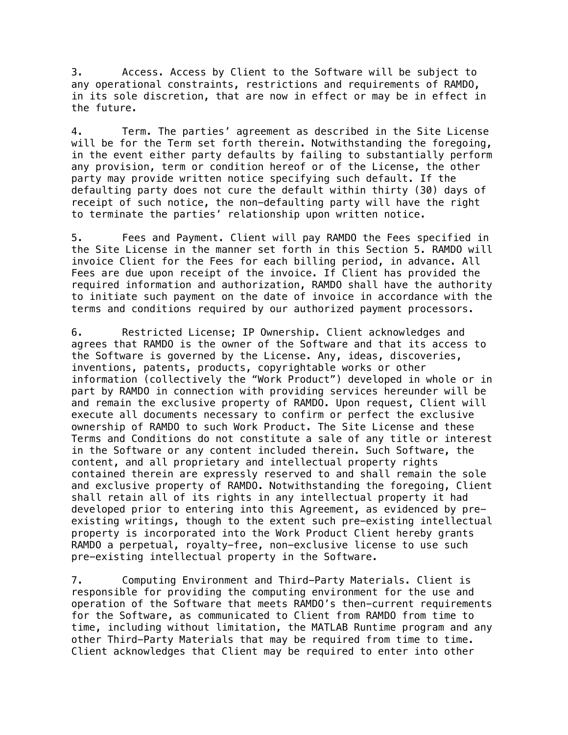3. Access. Access by Client to the Software will be subject to any operational constraints, restrictions and requirements of RAMDO, in its sole discretion, that are now in effect or may be in effect in the future.

4. Term. The parties' agreement as described in the Site License will be for the Term set forth therein. Notwithstanding the foregoing, in the event either party defaults by failing to substantially perform any provision, term or condition hereof or of the License, the other party may provide written notice specifying such default. If the defaulting party does not cure the default within thirty (30) days of receipt of such notice, the non-defaulting party will have the right to terminate the parties' relationship upon written notice.

5. Fees and Payment. Client will pay RAMDO the Fees specified in the Site License in the manner set forth in this Section 5. RAMDO will invoice Client for the Fees for each billing period, in advance. All Fees are due upon receipt of the invoice. If Client has provided the required information and authorization, RAMDO shall have the authority to initiate such payment on the date of invoice in accordance with the terms and conditions required by our authorized payment processors.

6. Restricted License; IP Ownership. Client acknowledges and agrees that RAMDO is the owner of the Software and that its access to the Software is governed by the License. Any, ideas, discoveries, inventions, patents, products, copyrightable works or other information (collectively the "Work Product") developed in whole or in part by RAMDO in connection with providing services hereunder will be and remain the exclusive property of RAMDO. Upon request, Client will execute all documents necessary to confirm or perfect the exclusive ownership of RAMDO to such Work Product. The Site License and these Terms and Conditions do not constitute a sale of any title or interest in the Software or any content included therein. Such Software, the content, and all proprietary and intellectual property rights contained therein are expressly reserved to and shall remain the sole and exclusive property of RAMDO. Notwithstanding the foregoing, Client shall retain all of its rights in any intellectual property it had developed prior to entering into this Agreement, as evidenced by pre-existing writings, though to the extent such pre-existing intellectual property is incorporated into the Work Product Client hereby grants RAMDO a perpetual, royalty-free, non-exclusive license to use such pre-existing intellectual property in the Software.

7. Computing Environment and Third-Party Materials. Client is responsible for providing the computing environment for the use and operation of the Software that meets RAMDO's then-current requirements for the Software, as communicated to Client from RAMDO from time to time, including without limitation, the MATLAB Runtime program and any other Third-Party Materials that may be required from time to time. Client acknowledges that Client may be required to enter into other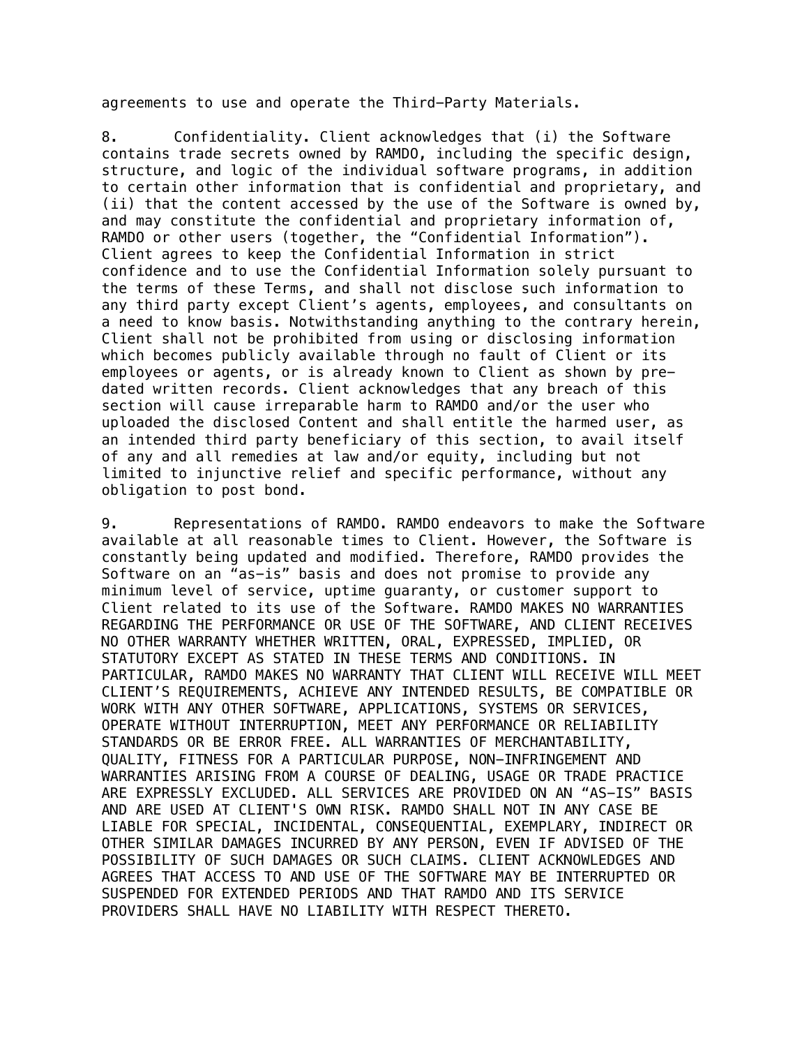agreements to use and operate the Third-Party Materials.

8. Confidentiality. Client acknowledges that (i) the Software contains trade secrets owned by RAMDO, including the specific design, structure, and logic of the individual software programs, in addition to certain other information that is confidential and proprietary, and (ii) that the content accessed by the use of the Software is owned by, and may constitute the confidential and proprietary information of, RAMDO or other users (together, the "Confidential Information"). Client agrees to keep the Confidential Information in strict confidence and to use the Confidential Information solely pursuant to the terms of these Terms, and shall not disclose such information to any third party except Client's agents, employees, and consultants on a need to know basis. Notwithstanding anything to the contrary herein, Client shall not be prohibited from using or disclosing information which becomes publicly available through no fault of Client or its employees or agents, or is already known to Client as shown by pre-dated written records. Client acknowledges that any breach of this section will cause irreparable harm to RAMDO and/or the user who uploaded the disclosed Content and shall entitle the harmed user, as an intended third party beneficiary of this section, to avail itself of any and all remedies at law and/or equity, including but not limited to injunctive relief and specific performance, without any obligation to post bond.

9. Representations of RAMDO. RAMDO endeavors to make the Software available at all reasonable times to Client. However, the Software is constantly being updated and modified. Therefore, RAMDO provides the Software on an "as-is" basis and does not promise to provide any minimum level of service, uptime guaranty, or customer support to Client related to its use of the Software. RAMDO MAKES NO WARRANTIES REGARDING THE PERFORMANCE OR USE OF THE SOFTWARE, AND CLIENT RECEIVES NO OTHER WARRANTY WHETHER WRITTEN, ORAL, EXPRESSED, IMPLIED, OR STATUTORY EXCEPT AS STATED IN THESE TERMS AND CONDITIONS. IN PARTICULAR, RAMDO MAKES NO WARRANTY THAT CLIENT WILL RECEIVE WILL MEET CLIENT'S REQUIREMENTS, ACHIEVE ANY INTENDED RESULTS, BE COMPATIBLE OR WORK WITH ANY OTHER SOFTWARE, APPLICATIONS, SYSTEMS OR SERVICES, OPERATE WITHOUT INTERRUPTION, MEET ANY PERFORMANCE OR RELIABILITY STANDARDS OR BE ERROR FREE. ALL WARRANTIES OF MERCHANTABILITY, QUALITY, FITNESS FOR A PARTICULAR PURPOSE, NON-INFRINGEMENT AND WARRANTIES ARISING FROM A COURSE OF DEALING, USAGE OR TRADE PRACTICE ARE EXPRESSLY EXCLUDED. ALL SERVICES ARE PROVIDED ON AN "AS-IS" BASIS AND ARE USED AT CLIENT'S OWN RISK. RAMDO SHALL NOT IN ANY CASE BE LIABLE FOR SPECIAL, INCIDENTAL, CONSEQUENTIAL, EXEMPLARY, INDIRECT OR OTHER SIMILAR DAMAGES INCURRED BY ANY PERSON, EVEN IF ADVISED OF THE POSSIBILITY OF SUCH DAMAGES OR SUCH CLAIMS. CLIENT ACKNOWLEDGES AND AGREES THAT ACCESS TO AND USE OF THE SOFTWARE MAY BE INTERRUPTED OR SUSPENDED FOR EXTENDED PERIODS AND THAT RAMDO AND ITS SERVICE PROVIDERS SHALL HAVE NO LIABILITY WITH RESPECT THERETO.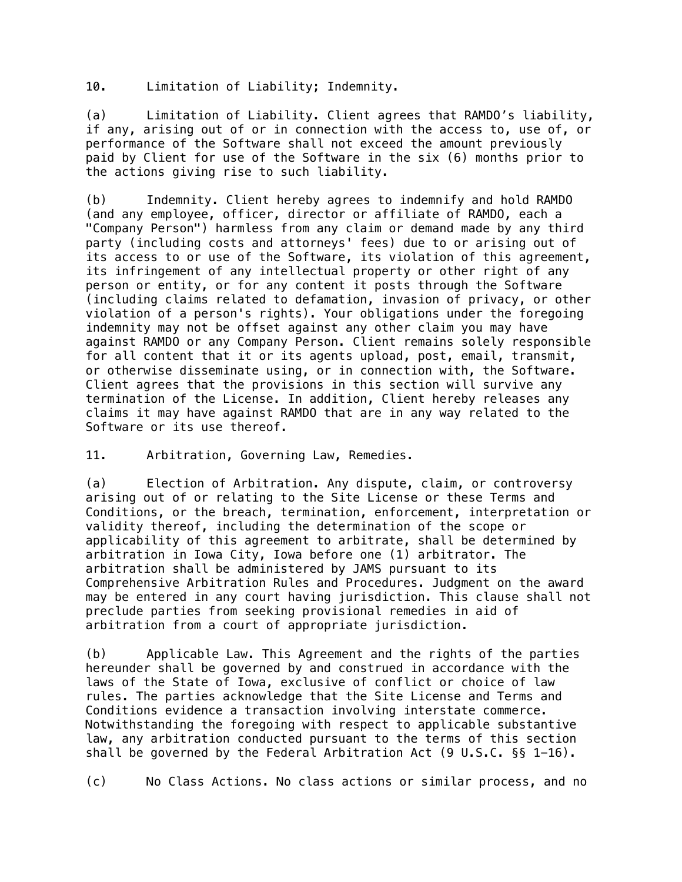10. Limitation of Liability; Indemnity.

(a) Limitation of Liability. Client agrees that RAMDO’s liability, if any, arising out of or in connection with the access to, use of, or performance of the Software shall not exceed the amount previously paid by Client for use of the Software in the six (6) months prior to the actions giving rise to such liability.

(b) Indemnity. Client hereby agrees to indemnify and hold RAMDO (and any employee, officer, director or affiliate of RAMDO, each a "Company Person") harmless from any claim or demand made by any third party (including costs and attorneys' fees) due to or arising out of its access to or use of the Software, its violation of this agreement, its infringement of any intellectual property or other right of any person or entity, or for any content it posts through the Software (including claims related to defamation, invasion of privacy, or other violation of a person's rights). Your obligations under the foregoing indemnity may not be offset against any other claim you may have against RAMDO or any Company Person. Client remains solely responsible for all content that it or its agents upload, post, email, transmit, or otherwise disseminate using, or in connection with, the Software. Client agrees that the provisions in this section will survive any termination of the License. In addition, Client hereby releases any claims it may have against RAMDO that are in any way related to the Software or its use thereof.

11. Arbitration, Governing Law, Remedies.

(a) Election of Arbitration. Any dispute, claim, or controversy arising out of or relating to the Site License or these Terms and Conditions, or the breach, termination, enforcement, interpretation or validity thereof, including the determination of the scope or applicability of this agreement to arbitrate, shall be determined by arbitration in Iowa City, Iowa before one (1) arbitrator. The arbitration shall be administered by JAMS pursuant to its Comprehensive Arbitration Rules and Procedures. Judgment on the award may be entered in any court having jurisdiction. This clause shall not preclude parties from seeking provisional remedies in aid of arbitration from a court of appropriate jurisdiction.

(b) Applicable Law. This Agreement and the rights of the parties hereunder shall be governed by and construed in accordance with the laws of the State of Iowa, exclusive of conflict or choice of law rules. The parties acknowledge that the Site License and Terms and Conditions evidence a transaction involving interstate commerce. Notwithstanding the foregoing with respect to applicable substantive law, any arbitration conducted pursuant to the terms of this section shall be governed by the Federal Arbitration Act (9 U.S.C. §§ 1–16).

(c) No Class Actions. No class actions or similar process, and no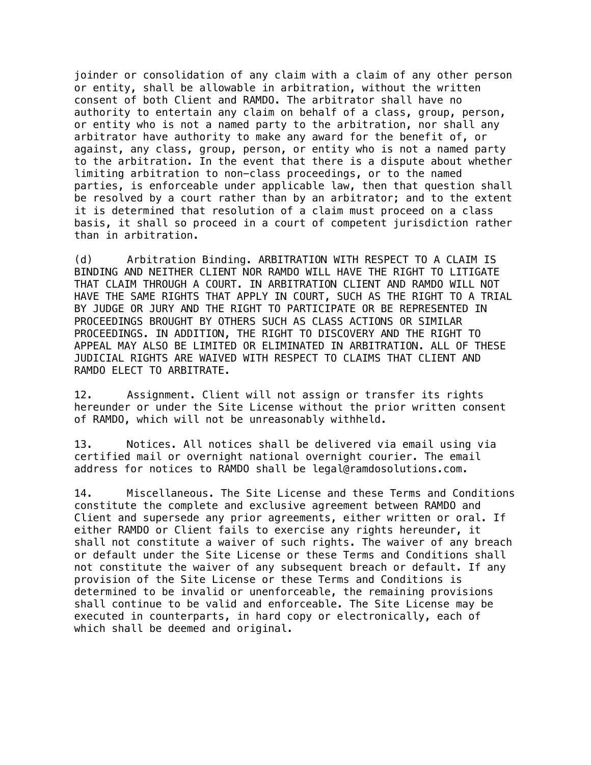joinder or consolidation of any claim with a claim of any other person or entity, shall be allowable in arbitration, without the written consent of both Client and RAMDO. The arbitrator shall have no authority to entertain any claim on behalf of a class, group, person, or entity who is not a named party to the arbitration, nor shall any arbitrator have authority to make any award for the benefit of, or against, any class, group, person, or entity who is not a named party to the arbitration. In the event that there is a dispute about whether limiting arbitration to non-class proceedings, or to the named parties, is enforceable under applicable law, then that question shall be resolved by a court rather than by an arbitrator; and to the extent it is determined that resolution of a claim must proceed on a class basis, it shall so proceed in a court of competent jurisdiction rather than in arbitration.

(d) Arbitration Binding. ARBITRATION WITH RESPECT TO A CLAIM IS BINDING AND NEITHER CLIENT NOR RAMDO WILL HAVE THE RIGHT TO LITIGATE THAT CLAIM THROUGH A COURT. IN ARBITRATION CLIENT AND RAMDO WILL NOT HAVE THE SAME RIGHTS THAT APPLY IN COURT, SUCH AS THE RIGHT TO A TRIAL BY JUDGE OR JURY AND THE RIGHT TO PARTICIPATE OR BE REPRESENTED IN PROCEEDINGS BROUGHT BY OTHERS SUCH AS CLASS ACTIONS OR SIMILAR PROCEEDINGS. IN ADDITION, THE RIGHT TO DISCOVERY AND THE RIGHT TO APPEAL MAY ALSO BE LIMITED OR ELIMINATED IN ARBITRATION. ALL OF THESE JUDICIAL RIGHTS ARE WAIVED WITH RESPECT TO CLAIMS THAT CLIENT AND RAMDO ELECT TO ARBITRATE.

12. Assignment. Client will not assign or transfer its rights hereunder or under the Site License without the prior written consent of RAMDO, which will not be unreasonably withheld.

13. Notices. All notices shall be delivered via email using via certified mail or overnight national overnight courier. The email address for notices to RAMDO shall be legal@ramdosolutions.com.

14. Miscellaneous. The Site License and these Terms and Conditions constitute the complete and exclusive agreement between RAMDO and Client and supersede any prior agreements, either written or oral. If either RAMDO or Client fails to exercise any rights hereunder, it shall not constitute a waiver of such rights. The waiver of any breach or default under the Site License or these Terms and Conditions shall not constitute the waiver of any subsequent breach or default. If any provision of the Site License or these Terms and Conditions is determined to be invalid or unenforceable, the remaining provisions shall continue to be valid and enforceable. The Site License may be executed in counterparts, in hard copy or electronically, each of which shall be deemed and original.